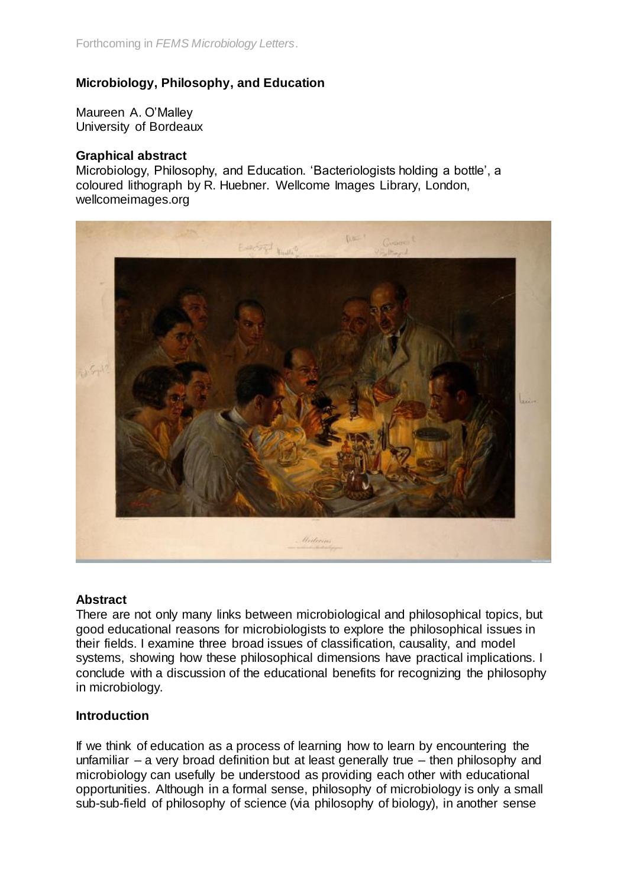Forthcoming in *FEMS Microbiology Letters*.

# Microbiology, Philosophy, and Education

Maureen A. O'Malley
University of Bordeaux

## Graphical abstract

Microbiology, Philosophy, and Education. 'Bacteriologists holding a bottle', a coloured lithograph by R. Huebner. Wellcome Images Library, London, wellcomeimages.org

## Abstract

There are not only many links between microbiological and philosophical topics, but good educational reasons for microbiologists to explore the philosophical issues in their fields. I examine three broad issues of classification, causality, and model systems, showing how these philosophical dimensions have practical implications. I conclude with a discussion of the educational benefits for recognizing the philosophy in microbiology.

## Introduction

If we think of education as a process of learning how to learn by encountering the unfamiliar – a very broad definition but at least generally true – then philosophy and microbiology can usefully be understood as providing each other with educational opportunities. Although in a formal sense, philosophy of microbiology is only a small sub-sub-field of philosophy of science (via philosophy of biology), in another sense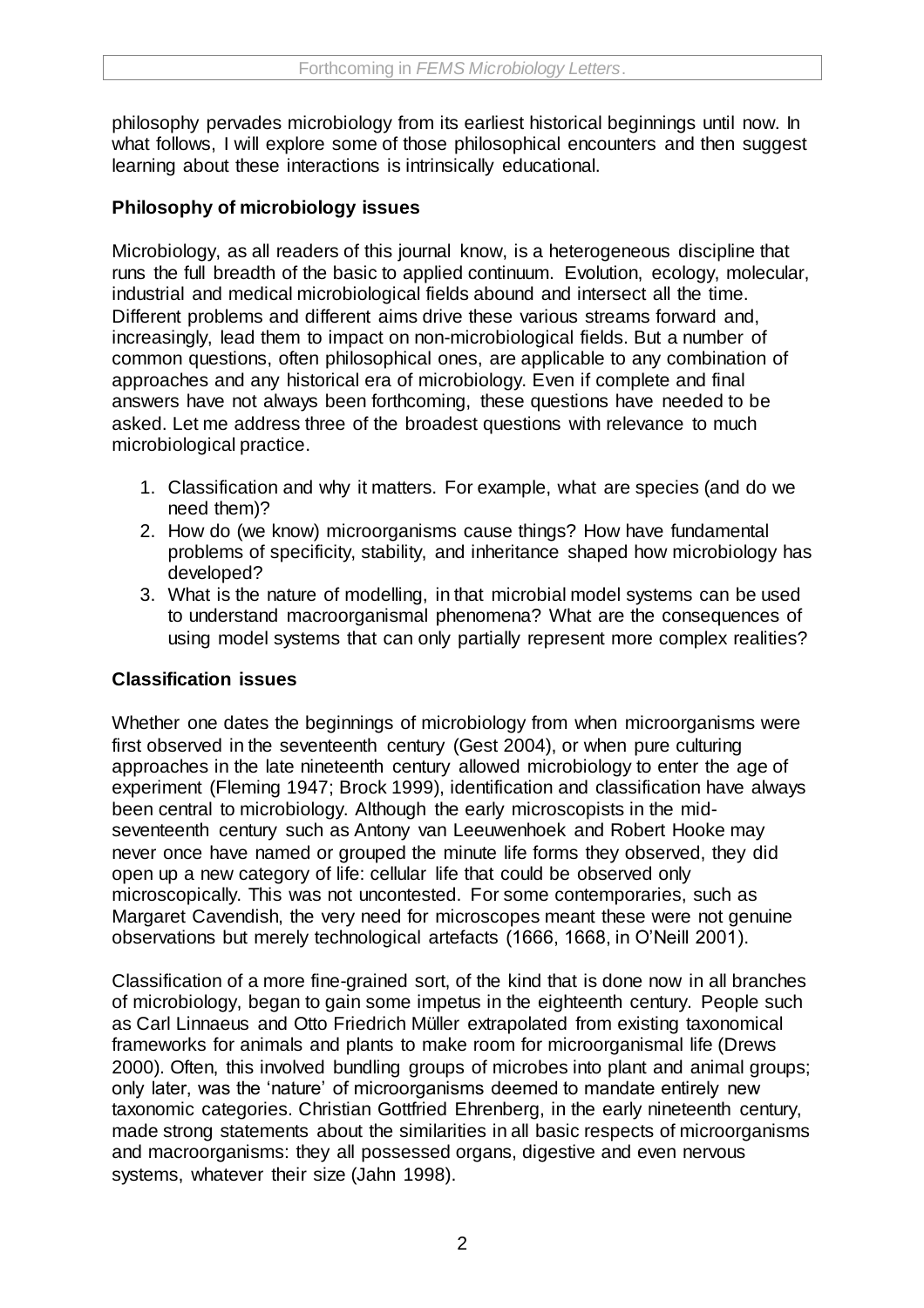philosophy pervades microbiology from its earliest historical beginnings until now. In what follows, I will explore some of those philosophical encounters and then suggest learning about these interactions is intrinsically educational.

## Philosophy of microbiology issues

Microbiology, as all readers of this journal know, is a heterogeneous discipline that runs the full breadth of the basic to applied continuum. Evolution, ecology, molecular, industrial and medical microbiological fields abound and intersect all the time. Different problems and different aims drive these various streams forward and, increasingly, lead them to impact on non-microbiological fields. But a number of common questions, often philosophical ones, are applicable to any combination of approaches and any historical era of microbiology. Even if complete and final answers have not always been forthcoming, these questions have needed to be asked. Let me address three of the broadest questions with relevance to much microbiological practice.

1. Classification and why it matters. For example, what are species (and do we need them)?
2. How do (we know) microorganisms cause things? How have fundamental problems of specificity, stability, and inheritance shaped how microbiology has developed?
3. What is the nature of modelling, in that microbial model systems can be used to understand macroorganismal phenomena? What are the consequences of using model systems that can only partially represent more complex realities?

## Classification issues

Whether one dates the beginnings of microbiology from when microorganisms were first observed in the seventeenth century (Gest 2004), or when pure culturing approaches in the late nineteenth century allowed microbiology to enter the age of experiment (Fleming 1947; Brock 1999), identification and classification have always been central to microbiology. Although the early microscopists in the mid-seventeenth century such as Antony van Leeuwenhoek and Robert Hooke may never once have named or grouped the minute life forms they observed, they did open up a new category of life: cellular life that could be observed only microscopically. This was not uncontested. For some contemporaries, such as Margaret Cavendish, the very need for microscopes meant these were not genuine observations but merely technological artefacts (1666, 1668, in O'Neill 2001).

Classification of a more fine-grained sort, of the kind that is done now in all branches of microbiology, began to gain some impetus in the eighteenth century. People such as Carl Linnaeus and Otto Friedrich Müller extrapolated from existing taxonomical frameworks for animals and plants to make room for microorganismal life (Drews 2000). Often, this involved bundling groups of microbes into plant and animal groups; only later, was the 'nature' of microorganisms deemed to mandate entirely new taxonomic categories. Christian Gottfried Ehrenberg, in the early nineteenth century, made strong statements about the similarities in all basic respects of microorganisms and macroorganisms: they all possessed organs, digestive and even nervous systems, whatever their size (Jahn 1998).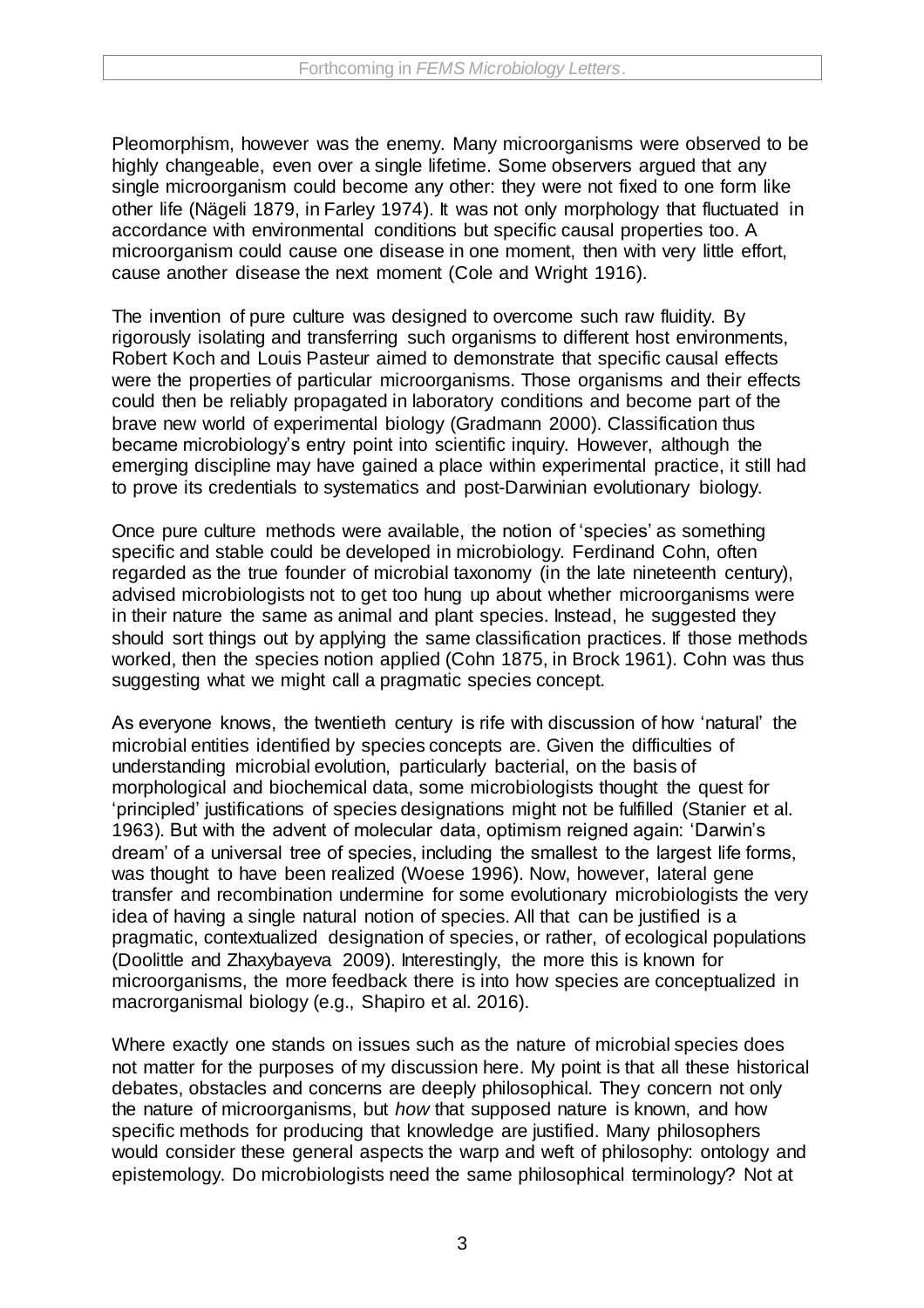Pleomorphism, however was the enemy. Many microorganisms were observed to be highly changeable, even over a single lifetime. Some observers argued that any single microorganism could become any other: they were not fixed to one form like other life (Nägeli 1879, in Farley 1974). It was not only morphology that fluctuated in accordance with environmental conditions but specific causal properties too. A microorganism could cause one disease in one moment, then with very little effort, cause another disease the next moment (Cole and Wright 1916).

The invention of pure culture was designed to overcome such raw fluidity. By rigorously isolating and transferring such organisms to different host environments, Robert Koch and Louis Pasteur aimed to demonstrate that specific causal effects were the properties of particular microorganisms. Those organisms and their effects could then be reliably propagated in laboratory conditions and become part of the brave new world of experimental biology (Gradmann 2000). Classification thus became microbiology's entry point into scientific inquiry. However, although the emerging discipline may have gained a place within experimental practice, it still had to prove its credentials to systematics and post-Darwinian evolutionary biology.

Once pure culture methods were available, the notion of 'species' as something specific and stable could be developed in microbiology. Ferdinand Cohn, often regarded as the true founder of microbial taxonomy (in the late nineteenth century), advised microbiologists not to get too hung up about whether microorganisms were in their nature the same as animal and plant species. Instead, he suggested they should sort things out by applying the same classification practices. If those methods worked, then the species notion applied (Cohn 1875, in Brock 1961). Cohn was thus suggesting what we might call a pragmatic species concept.

As everyone knows, the twentieth century is rife with discussion of how 'natural' the microbial entities identified by species concepts are. Given the difficulties of understanding microbial evolution, particularly bacterial, on the basis of morphological and biochemical data, some microbiologists thought the quest for 'principled' justifications of species designations might not be fulfilled (Stanier et al. 1963). But with the advent of molecular data, optimism reigned again: 'Darwin's dream' of a universal tree of species, including the smallest to the largest life forms, was thought to have been realized (Woese 1996). Now, however, lateral gene transfer and recombination undermine for some evolutionary microbiologists the very idea of having a single natural notion of species. All that can be justified is a pragmatic, contextualized designation of species, or rather, of ecological populations (Doolittle and Zhaxybayeva 2009). Interestingly, the more this is known for microorganisms, the more feedback there is into how species are conceptualized in macrorganismal biology (e.g., Shapiro et al. 2016).

Where exactly one stands on issues such as the nature of microbial species does not matter for the purposes of my discussion here. My point is that all these historical debates, obstacles and concerns are deeply philosophical. They concern not only the nature of microorganisms, but *how* that supposed nature is known, and how specific methods for producing that knowledge are justified. Many philosophers would consider these general aspects the warp and weft of philosophy: ontology and epistemology. Do microbiologists need the same philosophical terminology? Not at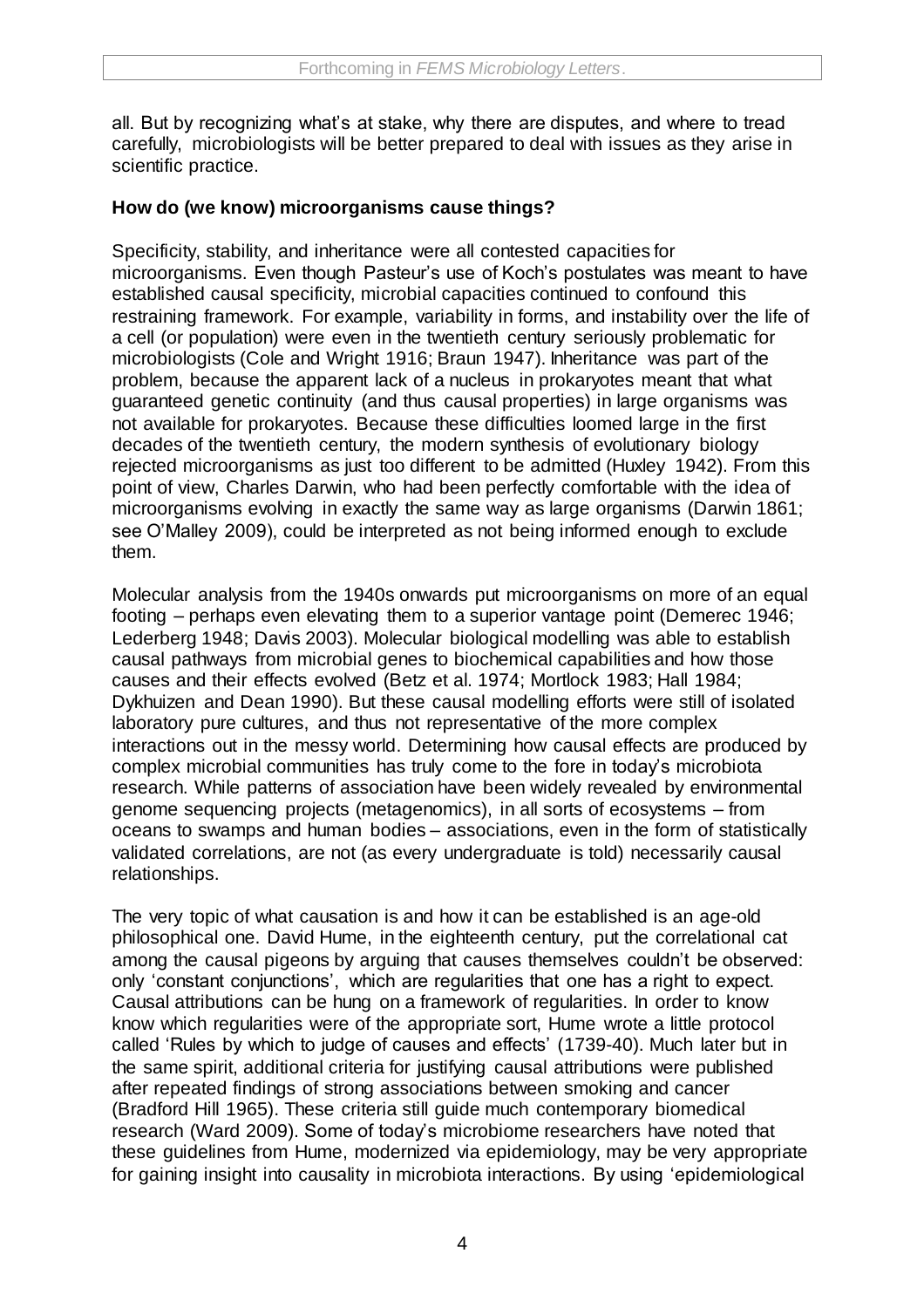all. But by recognizing what's at stake, why there are disputes, and where to tread carefully, microbiologists will be better prepared to deal with issues as they arise in scientific practice.

**How do (we know) microorganisms cause things?**

Specificity, stability, and inheritance were all contested capacities for microorganisms. Even though Pasteur's use of Koch's postulates was meant to have established causal specificity, microbial capacities continued to confound this restraining framework. For example, variability in forms, and instability over the life of a cell (or population) were even in the twentieth century seriously problematic for microbiologists (Cole and Wright 1916; Braun 1947). Inheritance was part of the problem, because the apparent lack of a nucleus in prokaryotes meant that what guaranteed genetic continuity (and thus causal properties) in large organisms was not available for prokaryotes. Because these difficulties loomed large in the first decades of the twentieth century, the modern synthesis of evolutionary biology rejected microorganisms as just too different to be admitted (Huxley 1942). From this point of view, Charles Darwin, who had been perfectly comfortable with the idea of microorganisms evolving in exactly the same way as large organisms (Darwin 1861; see O'Malley 2009), could be interpreted as not being informed enough to exclude them.

Molecular analysis from the 1940s onwards put microorganisms on more of an equal footing – perhaps even elevating them to a superior vantage point (Demerec 1946; Lederberg 1948; Davis 2003). Molecular biological modelling was able to establish causal pathways from microbial genes to biochemical capabilities and how those causes and their effects evolved (Betz et al. 1974; Mortlock 1983; Hall 1984; Dykhuizen and Dean 1990). But these causal modelling efforts were still of isolated laboratory pure cultures, and thus not representative of the more complex interactions out in the messy world. Determining how causal effects are produced by complex microbial communities has truly come to the fore in today's microbiota research. While patterns of association have been widely revealed by environmental genome sequencing projects (metagenomics), in all sorts of ecosystems – from oceans to swamps and human bodies – associations, even in the form of statistically validated correlations, are not (as every undergraduate is told) necessarily causal relationships.

The very topic of what causation is and how it can be established is an age-old philosophical one. David Hume, in the eighteenth century, put the correlational cat among the causal pigeons by arguing that causes themselves couldn't be observed: only 'constant conjunctions', which are regularities that one has a right to expect. Causal attributions can be hung on a framework of regularities. In order to know know which regularities were of the appropriate sort, Hume wrote a little protocol called 'Rules by which to judge of causes and effects' (1739-40). Much later but in the same spirit, additional criteria for justifying causal attributions were published after repeated findings of strong associations between smoking and cancer (Bradford Hill 1965). These criteria still guide much contemporary biomedical research (Ward 2009). Some of today's microbiome researchers have noted that these guidelines from Hume, modernized via epidemiology, may be very appropriate for gaining insight into causality in microbiota interactions. By using 'epidemiological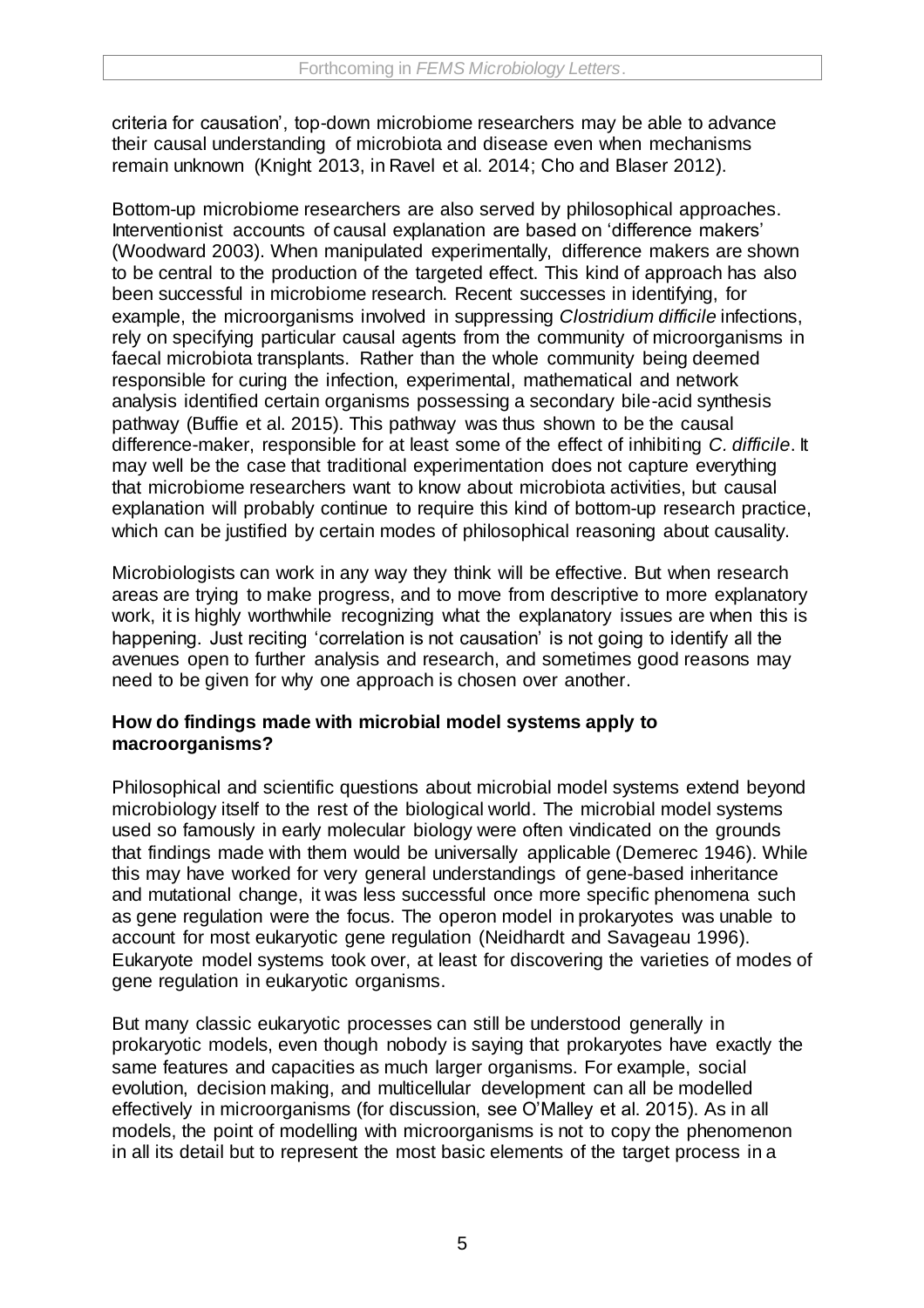criteria for causation', top-down microbiome researchers may be able to advance their causal understanding of microbiota and disease even when mechanisms remain unknown (Knight 2013, in Ravel et al. 2014; Cho and Blaser 2012).

Bottom-up microbiome researchers are also served by philosophical approaches. Interventionist accounts of causal explanation are based on 'difference makers' (Woodward 2003). When manipulated experimentally, difference makers are shown to be central to the production of the targeted effect. This kind of approach has also been successful in microbiome research. Recent successes in identifying, for example, the microorganisms involved in suppressing *Clostridium difficile* infections, rely on specifying particular causal agents from the community of microorganisms in faecal microbiota transplants. Rather than the whole community being deemed responsible for curing the infection, experimental, mathematical and network analysis identified certain organisms possessing a secondary bile-acid synthesis pathway (Buffie et al. 2015). This pathway was thus shown to be the causal difference-maker, responsible for at least some of the effect of inhibiting *C. difficile*. It may well be the case that traditional experimentation does not capture everything that microbiome researchers want to know about microbiota activities, but causal explanation will probably continue to require this kind of bottom-up research practice, which can be justified by certain modes of philosophical reasoning about causality.

Microbiologists can work in any way they think will be effective. But when research areas are trying to make progress, and to move from descriptive to more explanatory work, it is highly worthwhile recognizing what the explanatory issues are when this is happening. Just reciting 'correlation is not causation' is not going to identify all the avenues open to further analysis and research, and sometimes good reasons may need to be given for why one approach is chosen over another.

**How do findings made with microbial model systems apply to macroorganisms?**

Philosophical and scientific questions about microbial model systems extend beyond microbiology itself to the rest of the biological world. The microbial model systems used so famously in early molecular biology were often vindicated on the grounds that findings made with them would be universally applicable (Demerec 1946). While this may have worked for very general understandings of gene-based inheritance and mutational change, it was less successful once more specific phenomena such as gene regulation were the focus. The operon model in prokaryotes was unable to account for most eukaryotic gene regulation (Neidhardt and Savageau 1996). Eukaryote model systems took over, at least for discovering the varieties of modes of gene regulation in eukaryotic organisms.

But many classic eukaryotic processes can still be understood generally in prokaryotic models, even though nobody is saying that prokaryotes have exactly the same features and capacities as much larger organisms. For example, social evolution, decision making, and multicellular development can all be modelled effectively in microorganisms (for discussion, see O'Malley et al. 2015). As in all models, the point of modelling with microorganisms is not to copy the phenomenon in all its detail but to represent the most basic elements of the target process in a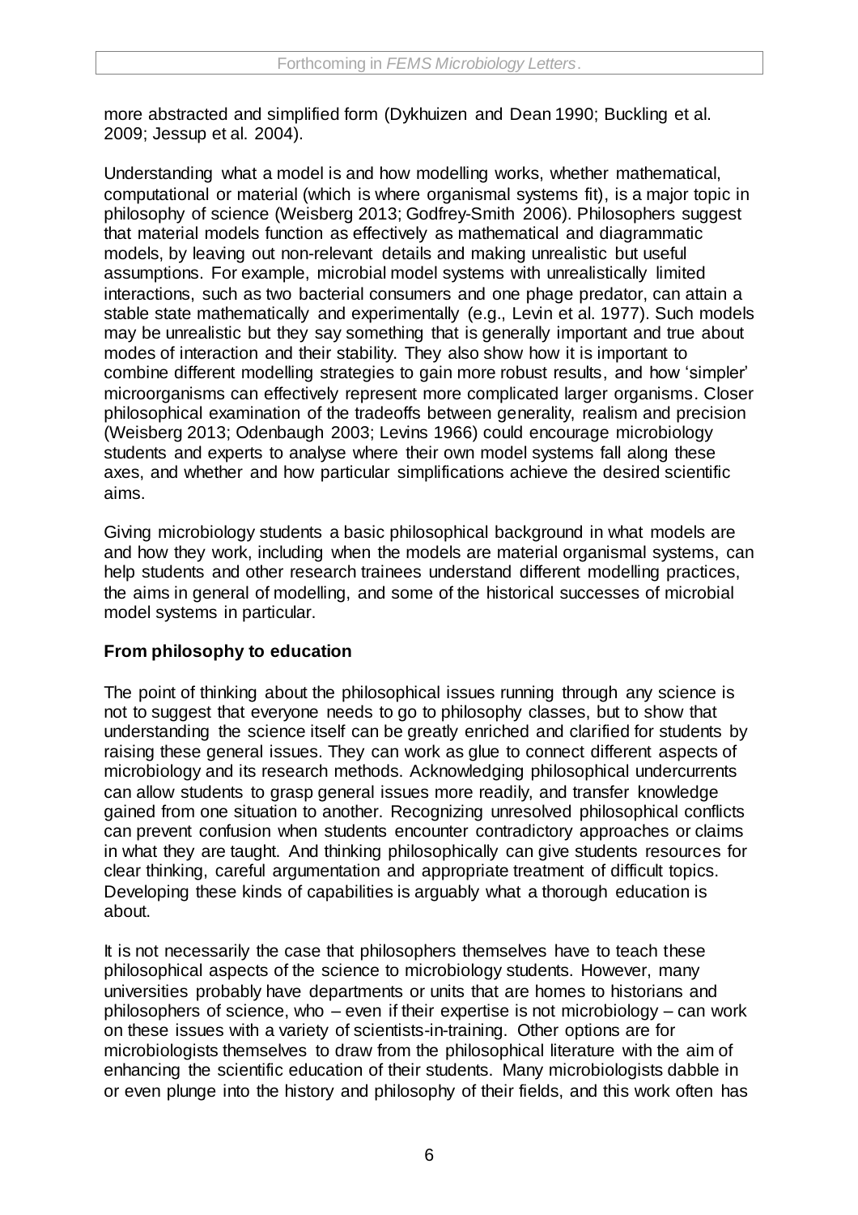more abstracted and simplified form (Dykhuizen and Dean 1990; Buckling et al. 2009; Jessup et al. 2004).

Understanding what a model is and how modelling works, whether mathematical, computational or material (which is where organismal systems fit), is a major topic in philosophy of science (Weisberg 2013; Godfrey-Smith 2006). Philosophers suggest that material models function as effectively as mathematical and diagrammatic models, by leaving out non-relevant details and making unrealistic but useful assumptions. For example, microbial model systems with unrealistically limited interactions, such as two bacterial consumers and one phage predator, can attain a stable state mathematically and experimentally (e.g., Levin et al. 1977). Such models may be unrealistic but they say something that is generally important and true about modes of interaction and their stability. They also show how it is important to combine different modelling strategies to gain more robust results, and how 'simpler' microorganisms can effectively represent more complicated larger organisms. Closer philosophical examination of the tradeoffs between generality, realism and precision (Weisberg 2013; Odenbaugh 2003; Levins 1966) could encourage microbiology students and experts to analyse where their own model systems fall along these axes, and whether and how particular simplifications achieve the desired scientific aims.

Giving microbiology students a basic philosophical background in what models are and how they work, including when the models are material organismal systems, can help students and other research trainees understand different modelling practices, the aims in general of modelling, and some of the historical successes of microbial model systems in particular.

**From philosophy to education**

The point of thinking about the philosophical issues running through any science is not to suggest that everyone needs to go to philosophy classes, but to show that understanding the science itself can be greatly enriched and clarified for students by raising these general issues. They can work as glue to connect different aspects of microbiology and its research methods. Acknowledging philosophical undercurrents can allow students to grasp general issues more readily, and transfer knowledge gained from one situation to another. Recognizing unresolved philosophical conflicts can prevent confusion when students encounter contradictory approaches or claims in what they are taught. And thinking philosophically can give students resources for clear thinking, careful argumentation and appropriate treatment of difficult topics. Developing these kinds of capabilities is arguably what a thorough education is about.

It is not necessarily the case that philosophers themselves have to teach these philosophical aspects of the science to microbiology students. However, many universities probably have departments or units that are homes to historians and philosophers of science, who – even if their expertise is not microbiology – can work on these issues with a variety of scientists-in-training. Other options are for microbiologists themselves to draw from the philosophical literature with the aim of enhancing the scientific education of their students. Many microbiologists dabble in or even plunge into the history and philosophy of their fields, and this work often has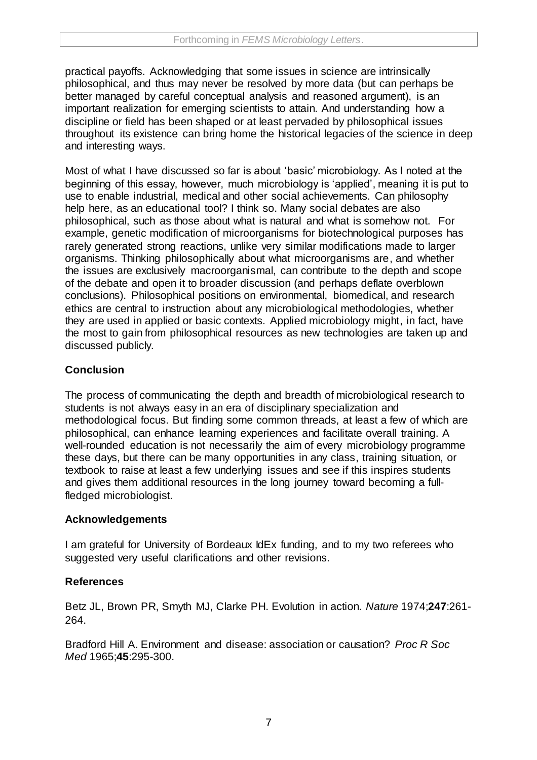practical payoffs. Acknowledging that some issues in science are intrinsically philosophical, and thus may never be resolved by more data (but can perhaps be better managed by careful conceptual analysis and reasoned argument), is an important realization for emerging scientists to attain. And understanding how a discipline or field has been shaped or at least pervaded by philosophical issues throughout its existence can bring home the historical legacies of the science in deep and interesting ways.

Most of what I have discussed so far is about 'basic' microbiology. As I noted at the beginning of this essay, however, much microbiology is 'applied', meaning it is put to use to enable industrial, medical and other social achievements. Can philosophy help here, as an educational tool? I think so. Many social debates are also philosophical, such as those about what is natural and what is somehow not. For example, genetic modification of microorganisms for biotechnological purposes has rarely generated strong reactions, unlike very similar modifications made to larger organisms. Thinking philosophically about what microorganisms are, and whether the issues are exclusively macroorganismal, can contribute to the depth and scope of the debate and open it to broader discussion (and perhaps deflate overblown conclusions). Philosophical positions on environmental, biomedical, and research ethics are central to instruction about any microbiological methodologies, whether they are used in applied or basic contexts. Applied microbiology might, in fact, have the most to gain from philosophical resources as new technologies are taken up and discussed publicly.

## Conclusion

The process of communicating the depth and breadth of microbiological research to students is not always easy in an era of disciplinary specialization and methodological focus. But finding some common threads, at least a few of which are philosophical, can enhance learning experiences and facilitate overall training. A well-rounded education is not necessarily the aim of every microbiology programme these days, but there can be many opportunities in any class, training situation, or textbook to raise at least a few underlying issues and see if this inspires students and gives them additional resources in the long journey toward becoming a full-fledged microbiologist.

## Acknowledgements

I am grateful for University of Bordeaux IdEx funding, and to my two referees who suggested very useful clarifications and other revisions.

## References

Betz JL, Brown PR, Smyth MJ, Clarke PH. Evolution in action. *Nature* 1974;**247**:261-264.

Bradford Hill A. Environment and disease: association or causation? *Proc R Soc Med* 1965;**45**:295-300.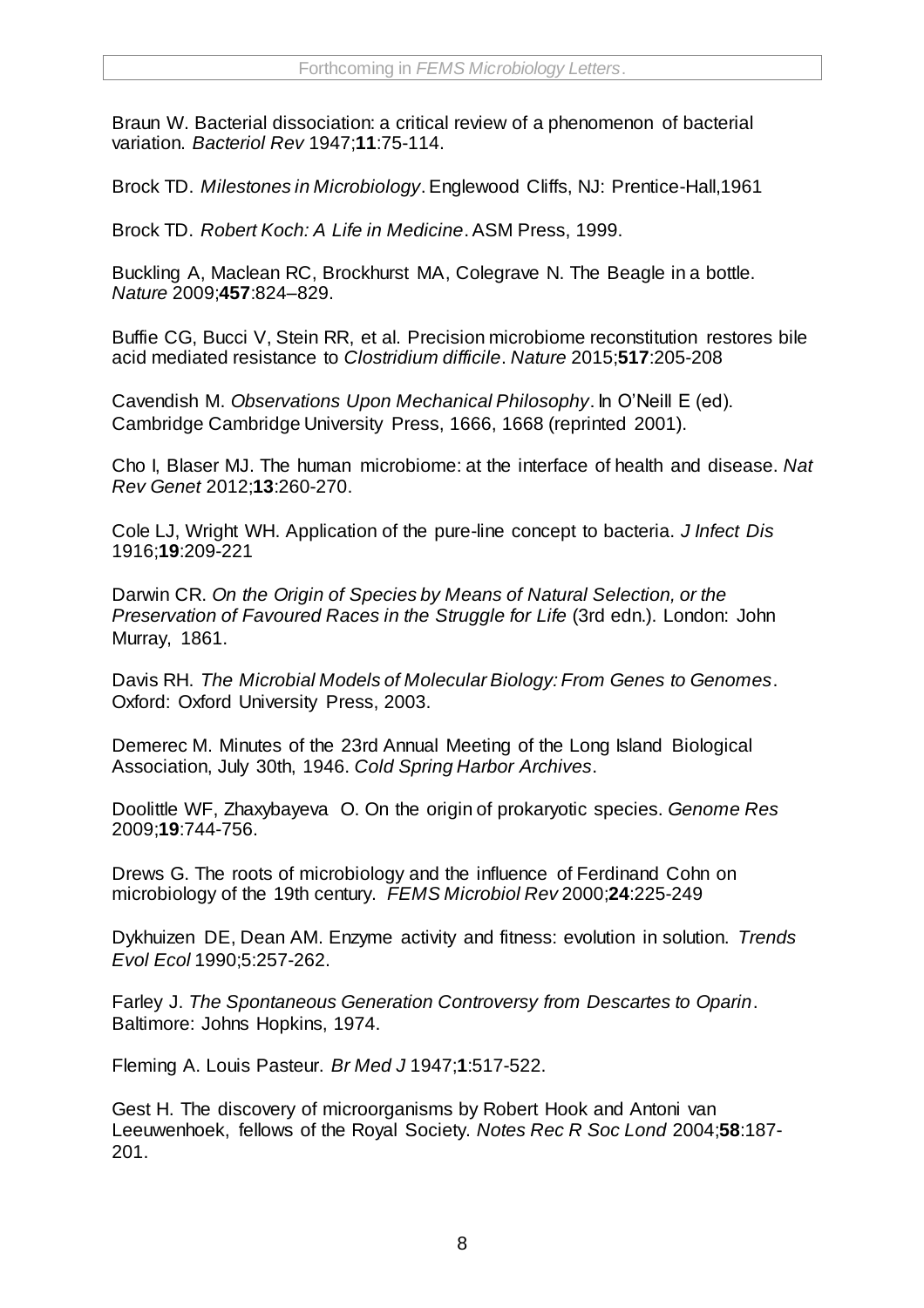Braun W. Bacterial dissociation: a critical review of a phenomenon of bacterial variation. *Bacteriol Rev* 1947;**11**:75-114.

Brock TD. *Milestones in Microbiology*. Englewood Cliffs, NJ: Prentice-Hall,1961

Brock TD. *Robert Koch: A Life in Medicine*. ASM Press, 1999.

Buckling A, Maclean RC, Brockhurst MA, Colegrave N. The Beagle in a bottle. *Nature* 2009;**457**:824–829.

Buffie CG, Bucci V, Stein RR, et al. Precision microbiome reconstitution restores bile acid mediated resistance to *Clostridium difficile*. *Nature* 2015;**517**:205-208

Cavendish M. *Observations Upon Mechanical Philosophy*. In O'Neill E (ed). Cambridge Cambridge University Press, 1666, 1668 (reprinted 2001).

Cho I, Blaser MJ. The human microbiome: at the interface of health and disease. *Nat Rev Genet* 2012;**13**:260-270.

Cole LJ, Wright WH. Application of the pure-line concept to bacteria. *J Infect Dis* 1916;**19**:209-221

Darwin CR. *On the Origin of Species by Means of Natural Selection, or the Preservation of Favoured Races in the Struggle for Life* (3rd edn.). London: John Murray, 1861.

Davis RH. *The Microbial Models of Molecular Biology: From Genes to Genomes*. Oxford: Oxford University Press, 2003.

Demerec M. Minutes of the 23rd Annual Meeting of the Long Island Biological Association, July 30th, 1946. *Cold Spring Harbor Archives*.

Doolittle WF, Zhaxybayeva O. On the origin of prokaryotic species. *Genome Res* 2009;**19**:744-756.

Drews G. The roots of microbiology and the influence of Ferdinand Cohn on microbiology of the 19th century. *FEMS Microbiol Rev* 2000;**24**:225-249

Dykhuizen DE, Dean AM. Enzyme activity and fitness: evolution in solution. *Trends Evol Ecol* 1990;5:257-262.

Farley J. *The Spontaneous Generation Controversy from Descartes to Oparin*. Baltimore: Johns Hopkins, 1974.

Fleming A. Louis Pasteur. *Br Med J* 1947;**1**:517-522.

Gest H. The discovery of microorganisms by Robert Hook and Antoni van Leeuwenhoek, fellows of the Royal Society. *Notes Rec R Soc Lond* 2004;**58**:187-201.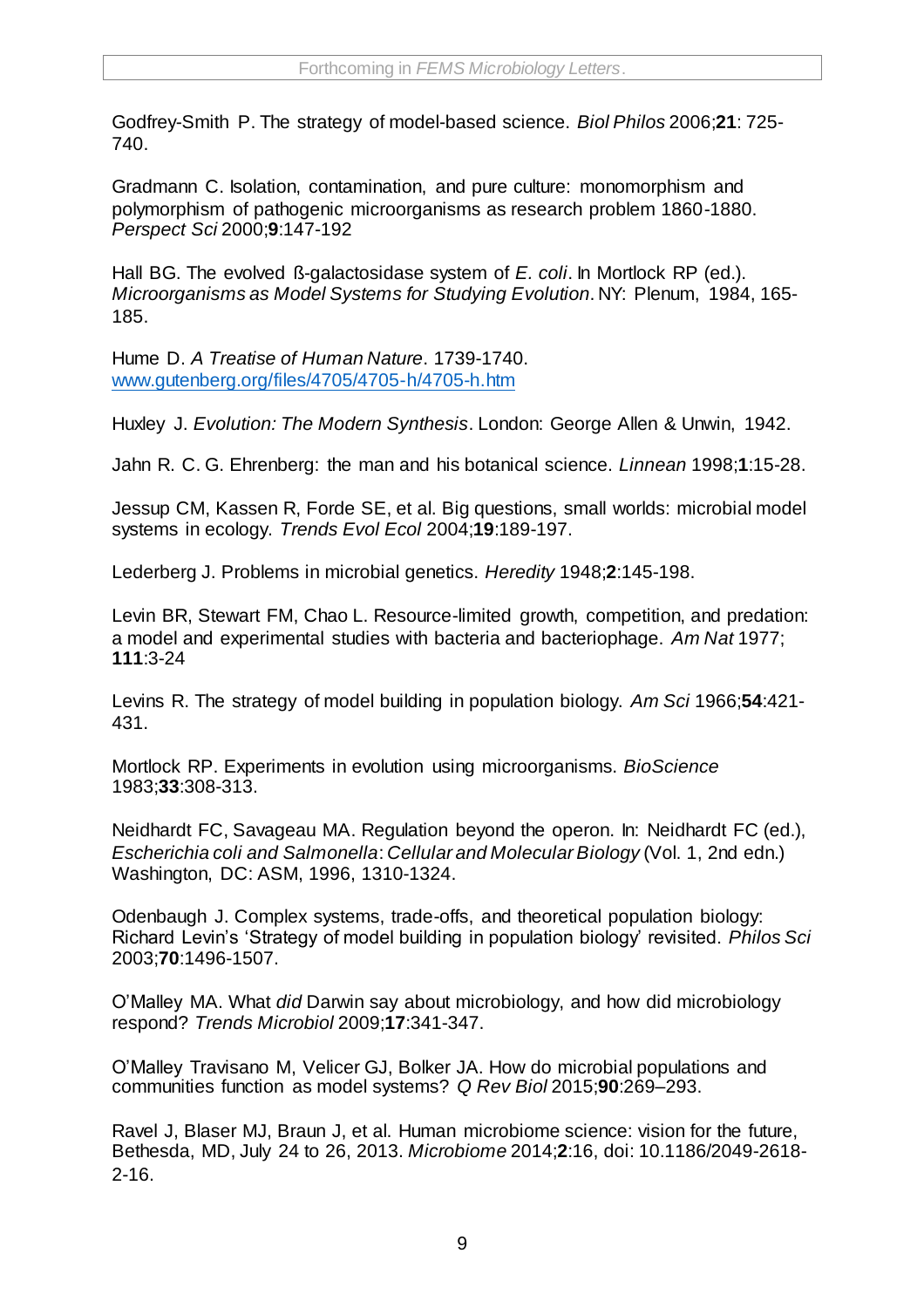Godfrey-Smith P. The strategy of model-based science. *Biol Philos* 2006;**21**: 725-740.

Gradmann C. Isolation, contamination, and pure culture: monomorphism and polymorphism of pathogenic microorganisms as research problem 1860-1880. *Perspect Sci* 2000;**9**:147-192

Hall BG. The evolved ß-galactosidase system of *E. coli*. In Mortlock RP (ed.). *Microorganisms as Model Systems for Studying Evolution*. NY: Plenum, 1984, 165-185.

Hume D. *A Treatise of Human Nature*. 1739-1740. [www.gutenberg.org/files/4705/4705-h/4705-h.htm](www.gutenberg.org/files/4705/4705-h/4705-h.htm)

Huxley J. *Evolution: The Modern Synthesis*. London: George Allen & Unwin, 1942.

Jahn R. C. G. Ehrenberg: the man and his botanical science. *Linnean* 1998;**1**:15-28.

Jessup CM, Kassen R, Forde SE, et al. Big questions, small worlds: microbial model systems in ecology. *Trends Evol Ecol* 2004;**19**:189-197.

Lederberg J. Problems in microbial genetics. *Heredity* 1948;**2**:145-198.

Levin BR, Stewart FM, Chao L. Resource-limited growth, competition, and predation: a model and experimental studies with bacteria and bacteriophage. *Am Nat* 1977; **111**:3-24

Levins R. The strategy of model building in population biology. *Am Sci* 1966;**54**:421-431.

Mortlock RP. Experiments in evolution using microorganisms. *BioScience* 1983;**33**:308-313.

Neidhardt FC, Savageau MA. Regulation beyond the operon. In: Neidhardt FC (ed.), *Escherichia coli and Salmonella*: *Cellular and Molecular Biology* (Vol. 1, 2nd edn.) Washington, DC: ASM, 1996, 1310-1324.

Odenbaugh J. Complex systems, trade-offs, and theoretical population biology: Richard Levin's 'Strategy of model building in population biology' revisited. *Philos Sci* 2003;**70**:1496-1507.

O'Malley MA. What *did* Darwin say about microbiology, and how did microbiology respond? *Trends Microbiol* 2009;**17**:341-347.

O'Malley Travisano M, Velicer GJ, Bolker JA. How do microbial populations and communities function as model systems? *Q Rev Biol* 2015;**90**:269–293.

Ravel J, Blaser MJ, Braun J, et al. Human microbiome science: vision for the future, Bethesda, MD, July 24 to 26, 2013. *Microbiome* 2014;**2**:16, doi: 10.1186/2049-2618-2-16.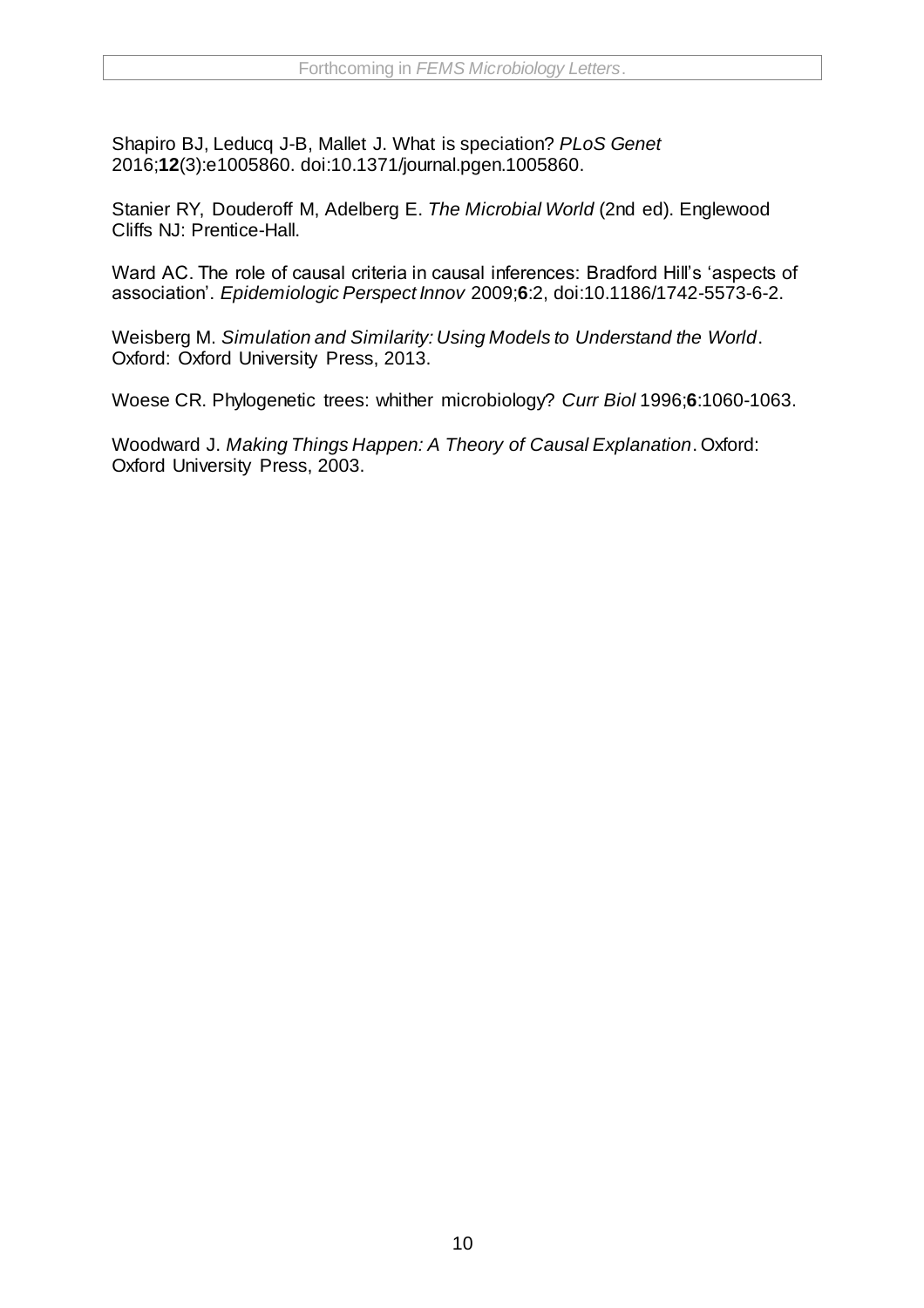Shapiro BJ, Leducq J-B, Mallet J. What is speciation? *PLoS Genet* 2016;**12**(3):e1005860. doi:10.1371/journal.pgen.1005860.

Stanier RY, Douderoff M, Adelberg E. *The Microbial World* (2nd ed). Englewood Cliffs NJ: Prentice-Hall.

Ward AC. The role of causal criteria in causal inferences: Bradford Hill's 'aspects of association'. *Epidemiologic Perspect Innov* 2009;**6**:2, doi:10.1186/1742-5573-6-2.

Weisberg M. *Simulation and Similarity: Using Models to Understand the World*. Oxford: Oxford University Press, 2013.

Woese CR. Phylogenetic trees: whither microbiology? *Curr Biol* 1996;**6**:1060-1063.

Woodward J. *Making Things Happen: A Theory of Causal Explanation*. Oxford: Oxford University Press, 2003.